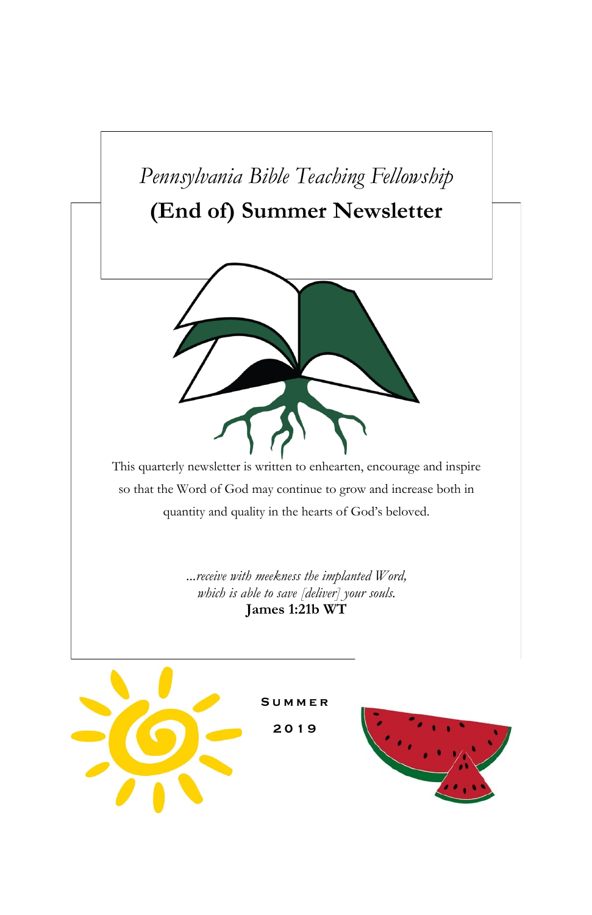*Pennsylvania Bible Teaching Fellowship*

# (End of) Summer Newsletter

This quarterly newsletter is written to enhearten, encourage and inspire so that the Word of God may continue to grow and increase both in quantity and quality in the hearts of God's beloved.

*...receive with meekness the implanted Word,*
*which is able to save [deliver] your souls.*
**James 1:21b WT**

SUMMER

2019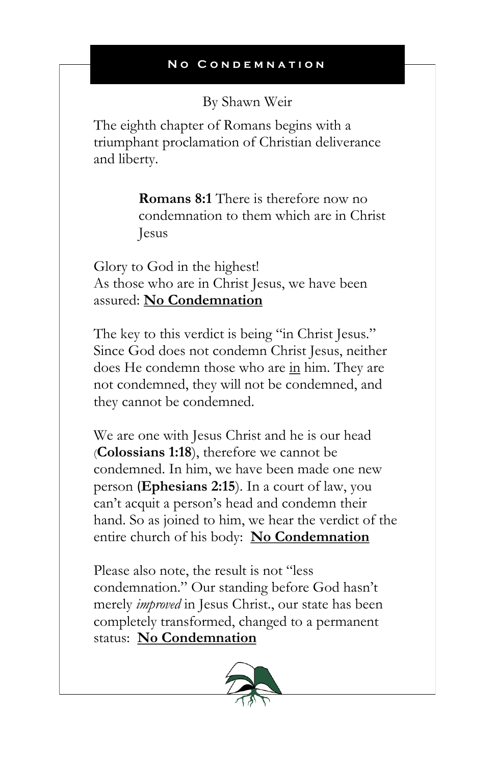## No Condemnation

By Shawn Weir

The eighth chapter of Romans begins with a triumphant proclamation of Christian deliverance and liberty.

> **Romans 8:1** There is therefore now no condemnation to them which are in Christ Jesus

Glory to God in the highest!
As those who are in Christ Jesus, we have been assured: **No Condemnation**

The key to this verdict is being "in Christ Jesus." Since God does not condemn Christ Jesus, neither does He condemn those who are in him. They are not condemned, they will not be condemned, and they cannot be condemned.

We are one with Jesus Christ and he is our head (**Colossians 1:18**), therefore we cannot be condemned. In him, we have been made one new person **(Ephesians 2:15**). In a court of law, you can't acquit a person's head and condemn their hand. So as joined to him, we hear the verdict of the entire church of his body: **No Condemnation**

Please also note, the result is not "less condemnation." Our standing before God hasn't merely *improved* in Jesus Christ., our state has been completely transformed, changed to a permanent status: **No Condemnation**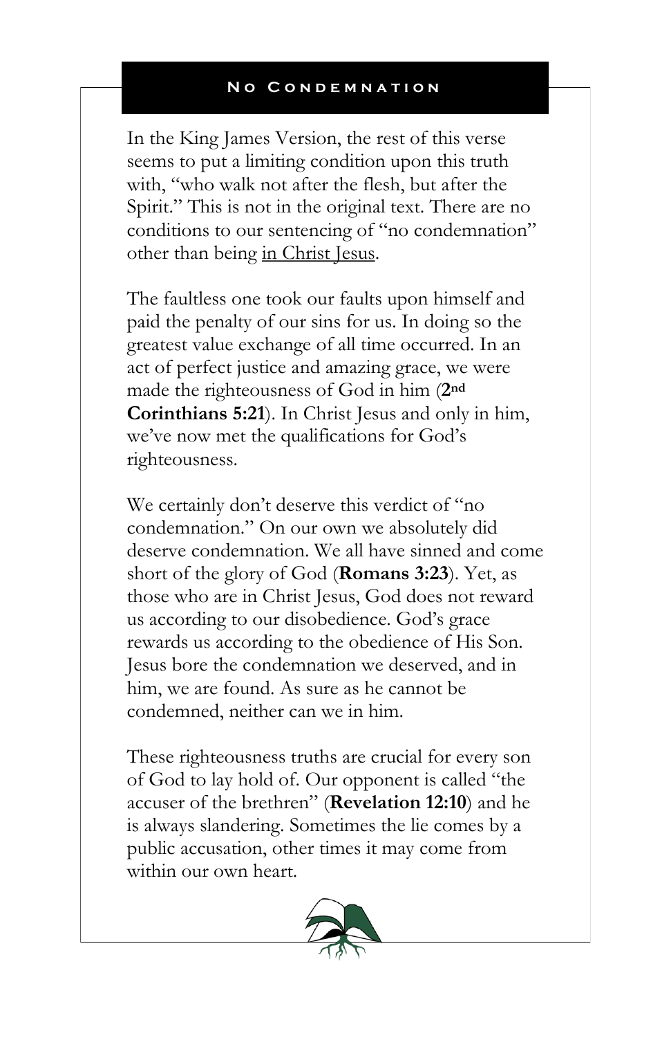## No Condemnation

In the King James Version, the rest of this verse seems to put a limiting condition upon this truth with, "who walk not after the flesh, but after the Spirit." This is not in the original text. There are no conditions to our sentencing of "no condemnation" other than being <u>in Christ Jesus</u>.

The faultless one took our faults upon himself and paid the penalty of our sins for us. In doing so the greatest value exchange of all time occurred. In an act of perfect justice and amazing grace, we were made the righteousness of God in him (**2nd Corinthians 5:21**). In Christ Jesus and only in him, we've now met the qualifications for God's righteousness.

We certainly don't deserve this verdict of "no condemnation." On our own we absolutely did deserve condemnation. We all have sinned and come short of the glory of God (**Romans 3:23**). Yet, as those who are in Christ Jesus, God does not reward us according to our disobedience. God's grace rewards us according to the obedience of His Son. Jesus bore the condemnation we deserved, and in him, we are found. As sure as he cannot be condemned, neither can we in him.

These righteousness truths are crucial for every son of God to lay hold of. Our opponent is called "the accuser of the brethren" (**Revelation 12:10**) and he is always slandering. Sometimes the lie comes by a public accusation, other times it may come from within our own heart.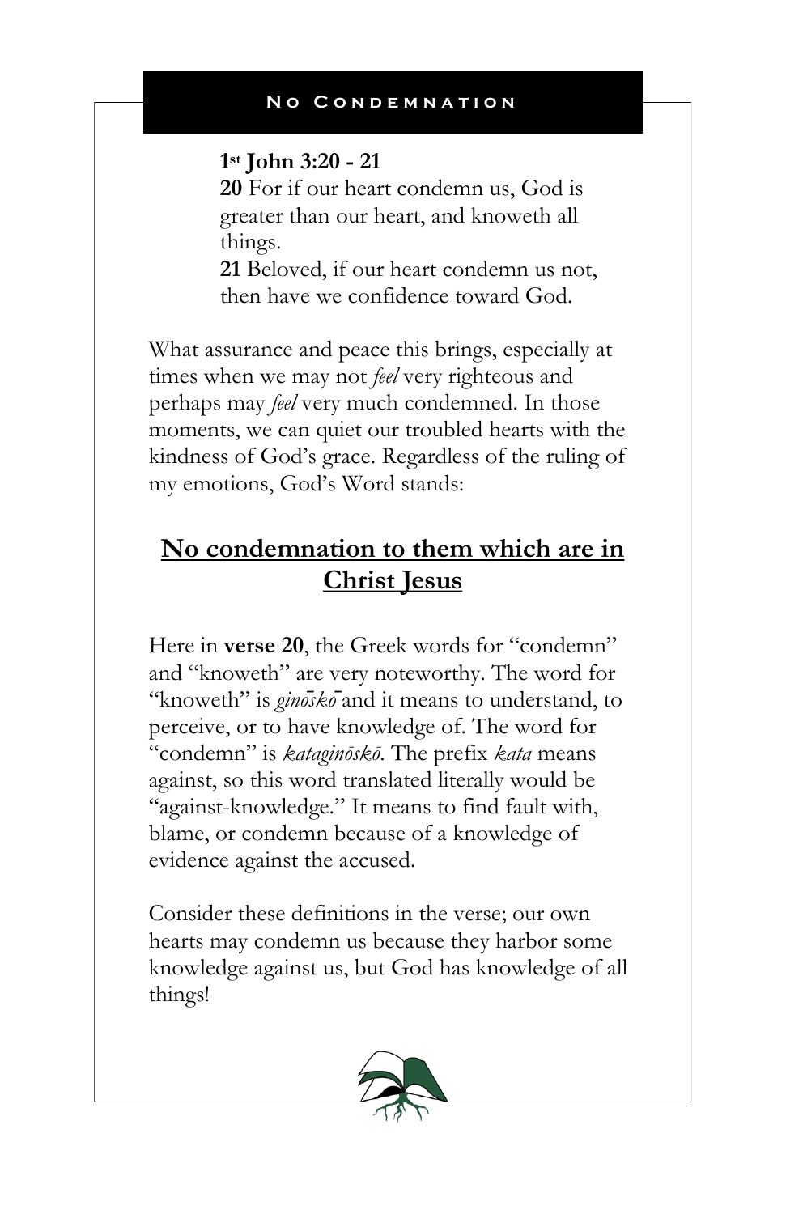## No Condemnation

**1st John 3:20 - 21**
**20** For if our heart condemn us, God is greater than our heart, and knoweth all things.
**21** Beloved, if our heart condemn us not, then have we confidence toward God.

What assurance and peace this brings, especially at times when we may not *feel* very righteous and perhaps may *feel* very much condemned. In those moments, we can quiet our troubled hearts with the kindness of God's grace. Regardless of the ruling of my emotions, God's Word stands:

## **No condemnation to them which are in Christ Jesus**

Here in **verse 20**, the Greek words for "condemn" and "knoweth" are very noteworthy. The word for "knoweth" is *ginōskō* and it means to understand, to perceive, or to have knowledge of. The word for "condemn" is *kataginōskō*. The prefix *kata* means against, so this word translated literally would be "against-knowledge." It means to find fault with, blame, or condemn because of a knowledge of evidence against the accused.

Consider these definitions in the verse; our own hearts may condemn us because they harbor some knowledge against us, but God has knowledge of all things!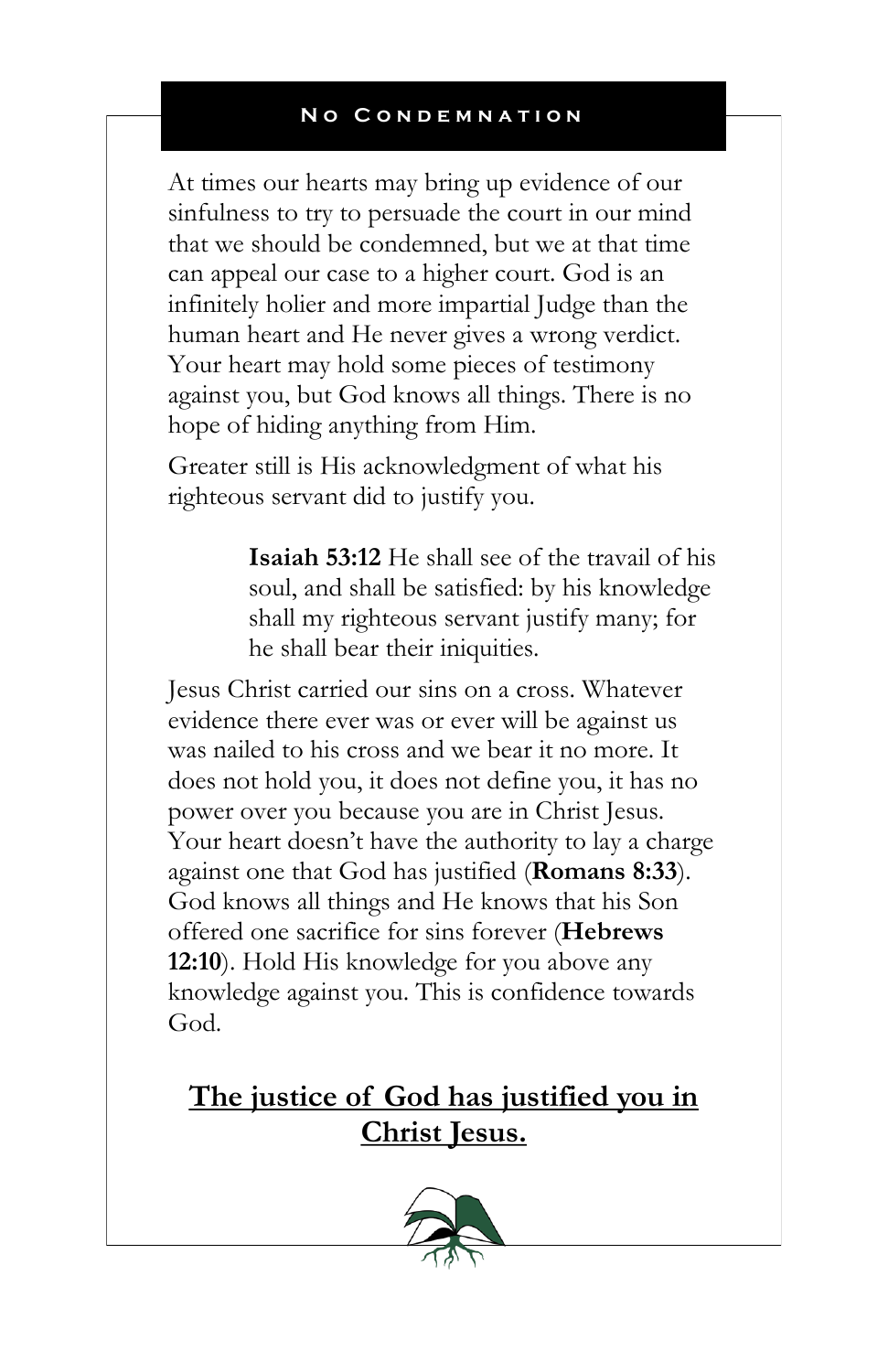## No Condemnation

At times our hearts may bring up evidence of our sinfulness to try to persuade the court in our mind that we should be condemned, but we at that time can appeal our case to a higher court. God is an infinitely holier and more impartial Judge than the human heart and He never gives a wrong verdict. Your heart may hold some pieces of testimony against you, but God knows all things. There is no hope of hiding anything from Him.

Greater still is His acknowledgment of what his righteous servant did to justify you.

> **Isaiah 53:12** He shall see of the travail of his soul, and shall be satisfied: by his knowledge shall my righteous servant justify many; for he shall bear their iniquities.

Jesus Christ carried our sins on a cross. Whatever evidence there ever was or ever will be against us was nailed to his cross and we bear it no more. It does not hold you, it does not define you, it has no power over you because you are in Christ Jesus. Your heart doesn't have the authority to lay a charge against one that God has justified (**Romans 8:33**). God knows all things and He knows that his Son offered one sacrifice for sins forever (**Hebrews 12:10**). Hold His knowledge for you above any knowledge against you. This is confidence towards God.

**<u>The justice of God has justified you in Christ Jesus.</u>**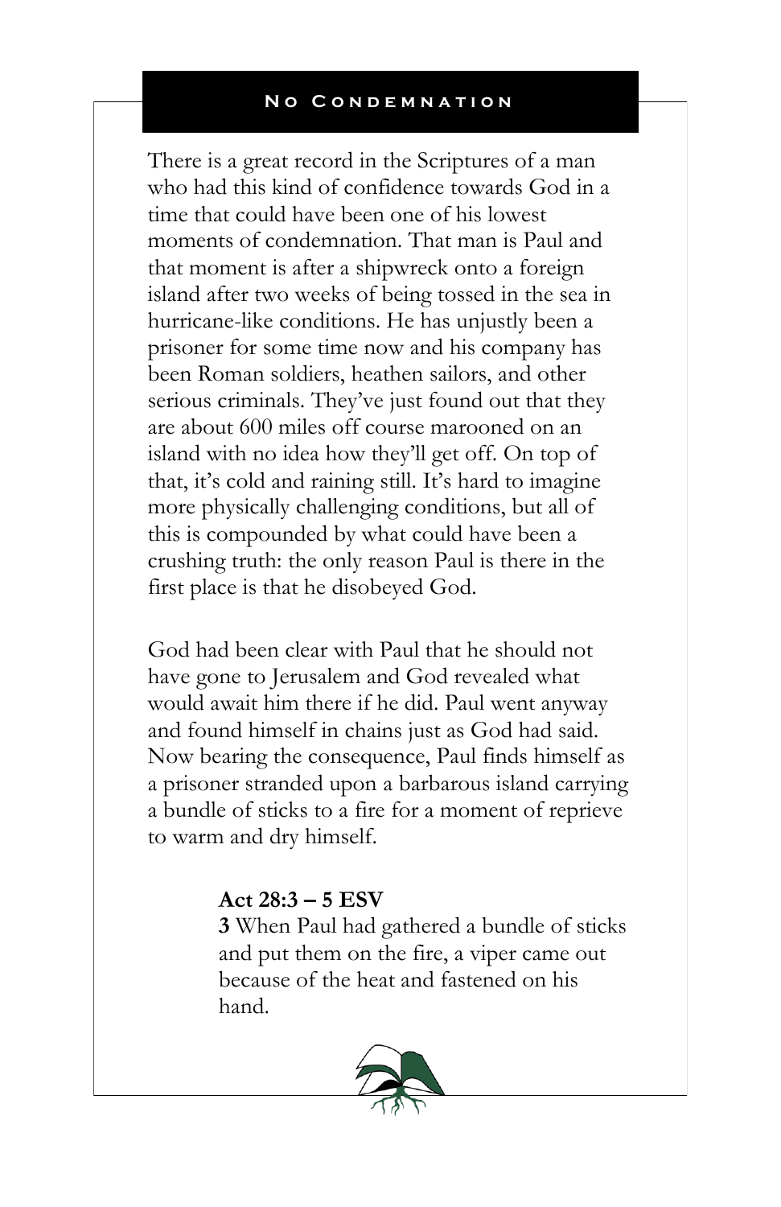## No Condemnation

There is a great record in the Scriptures of a man who had this kind of confidence towards God in a time that could have been one of his lowest moments of condemnation. That man is Paul and that moment is after a shipwreck onto a foreign island after two weeks of being tossed in the sea in hurricane-like conditions. He has unjustly been a prisoner for some time now and his company has been Roman soldiers, heathen sailors, and other serious criminals. They've just found out that they are about 600 miles off course marooned on an island with no idea how they'll get off. On top of that, it's cold and raining still. It's hard to imagine more physically challenging conditions, but all of this is compounded by what could have been a crushing truth: the only reason Paul is there in the first place is that he disobeyed God.

God had been clear with Paul that he should not have gone to Jerusalem and God revealed what would await him there if he did. Paul went anyway and found himself in chains just as God had said. Now bearing the consequence, Paul finds himself as a prisoner stranded upon a barbarous island carrying a bundle of sticks to a fire for a moment of reprieve to warm and dry himself.

> **Act 28:3 – 5 ESV**
> **3** When Paul had gathered a bundle of sticks and put them on the fire, a viper came out because of the heat and fastened on his hand.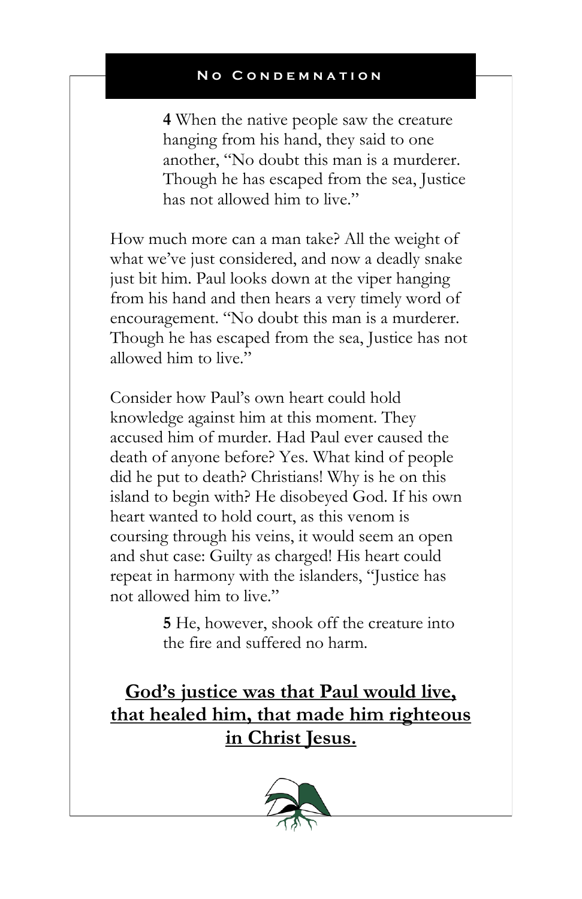> **4** When the native people saw the creature hanging from his hand, they said to one another, "No doubt this man is a murderer. Though he has escaped from the sea, Justice has not allowed him to live."

How much more can a man take? All the weight of what we've just considered, and now a deadly snake just bit him. Paul looks down at the viper hanging from his hand and then hears a very timely word of encouragement. "No doubt this man is a murderer. Though he has escaped from the sea, Justice has not allowed him to live."

Consider how Paul's own heart could hold knowledge against him at this moment. They accused him of murder. Had Paul ever caused the death of anyone before? Yes. What kind of people did he put to death? Christians! Why is he on this island to begin with? He disobeyed God. If his own heart wanted to hold court, as this venom is coursing through his veins, it would seem an open and shut case: Guilty as charged! His heart could repeat in harmony with the islanders, "Justice has not allowed him to live."

> **5** He, however, shook off the creature into the fire and suffered no harm.

**God's justice was that Paul would live, that healed him, that made him righteous in Christ Jesus.**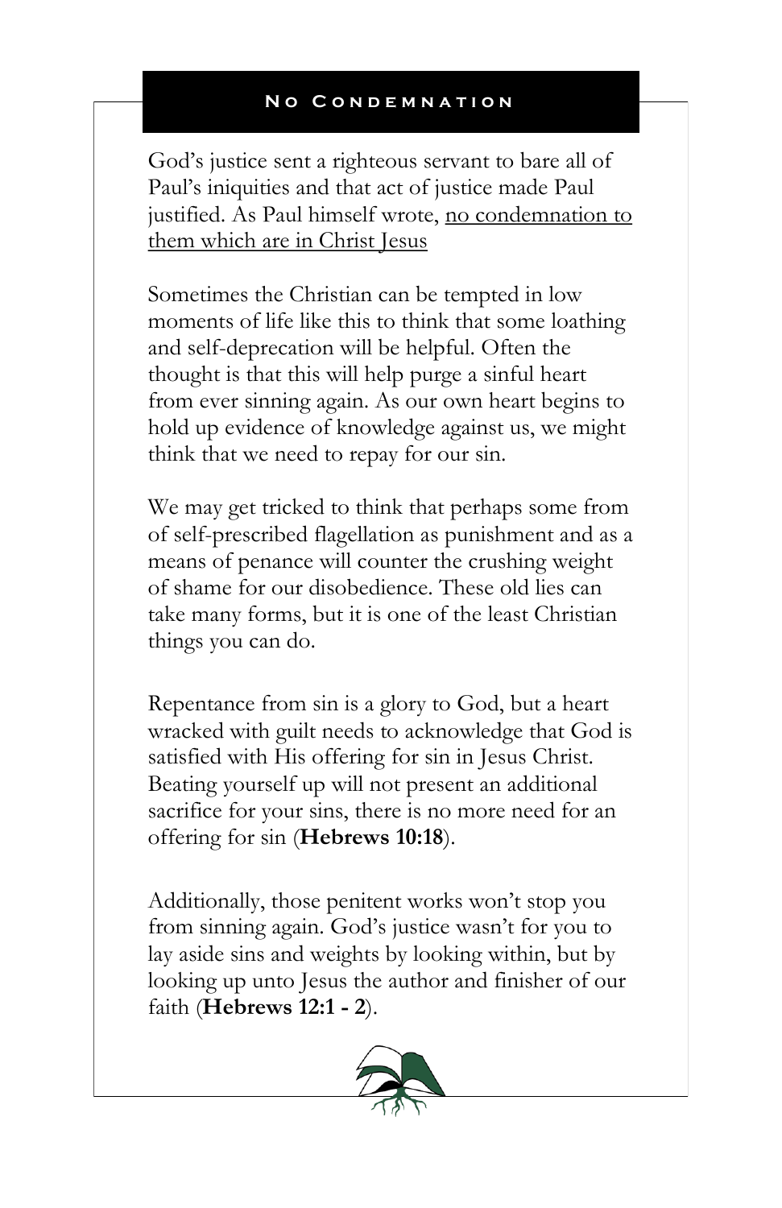## No Condemnation

God's justice sent a righteous servant to bare all of Paul's iniquities and that act of justice made Paul justified. As Paul himself wrote, <u>no condemnation to them which are in Christ Jesus</u>

Sometimes the Christian can be tempted in low moments of life like this to think that some loathing and self-deprecation will be helpful. Often the thought is that this will help purge a sinful heart from ever sinning again. As our own heart begins to hold up evidence of knowledge against us, we might think that we need to repay for our sin.

We may get tricked to think that perhaps some from of self-prescribed flagellation as punishment and as a means of penance will counter the crushing weight of shame for our disobedience. These old lies can take many forms, but it is one of the least Christian things you can do.

Repentance from sin is a glory to God, but a heart wracked with guilt needs to acknowledge that God is satisfied with His offering for sin in Jesus Christ. Beating yourself up will not present an additional sacrifice for your sins, there is no more need for an offering for sin (**Hebrews 10:18**).

Additionally, those penitent works won't stop you from sinning again. God's justice wasn't for you to lay aside sins and weights by looking within, but by looking up unto Jesus the author and finisher of our faith (**Hebrews 12:1 - 2**).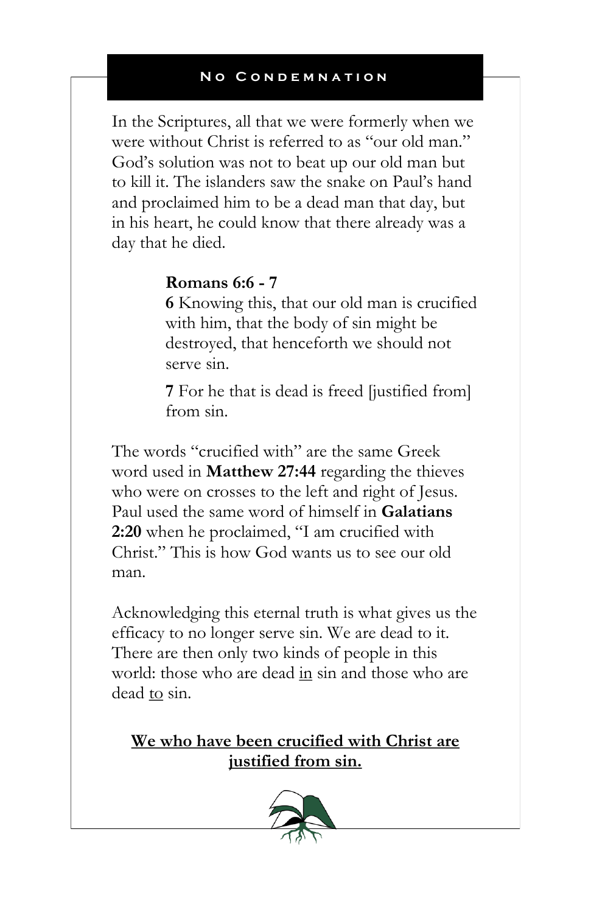## No Condemnation

In the Scriptures, all that we were formerly when we were without Christ is referred to as "our old man." God's solution was not to beat up our old man but to kill it. The islanders saw the snake on Paul's hand and proclaimed him to be a dead man that day, but in his heart, he could know that there already was a day that he died.

> **Romans 6:6 - 7**
>
> **6** Knowing this, that our old man is crucified with him, that the body of sin might be destroyed, that henceforth we should not serve sin.
>
> **7** For he that is dead is freed [justified from] from sin.

The words "crucified with" are the same Greek word used in **Matthew 27:44** regarding the thieves who were on crosses to the left and right of Jesus. Paul used the same word of himself in **Galatians 2:20** when he proclaimed, "I am crucified with Christ." This is how God wants us to see our old man.

Acknowledging this eternal truth is what gives us the efficacy to no longer serve sin. We are dead to it. There are then only two kinds of people in this world: those who are dead <u>in</u> sin and those who are dead <u>to</u> sin.

<u>**We who have been crucified with Christ are justified from sin.**</u>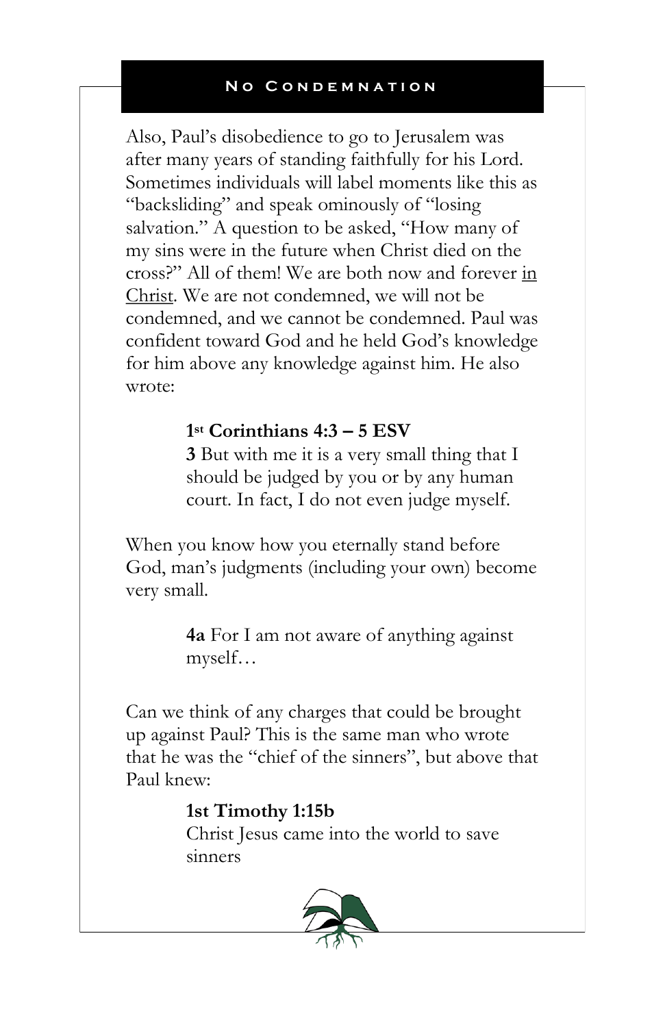## No Condemnation

Also, Paul's disobedience to go to Jerusalem was after many years of standing faithfully for his Lord. Sometimes individuals will label moments like this as "backsliding" and speak ominously of "losing salvation." A question to be asked, "How many of my sins were in the future when Christ died on the cross?" All of them! We are both now and forever <u>in Christ</u>. We are not condemned, we will not be condemned, and we cannot be condemned. Paul was confident toward God and he held God's knowledge for him above any knowledge against him. He also wrote:

> **1st Corinthians 4:3 – 5 ESV**
> **3** But with me it is a very small thing that I should be judged by you or by any human court. In fact, I do not even judge myself.

When you know how you eternally stand before God, man's judgments (including your own) become very small.

> **4a** For I am not aware of anything against myself…

Can we think of any charges that could be brought up against Paul? This is the same man who wrote that he was the "chief of the sinners", but above that Paul knew:

> **1st Timothy 1:15b**
> Christ Jesus came into the world to save sinners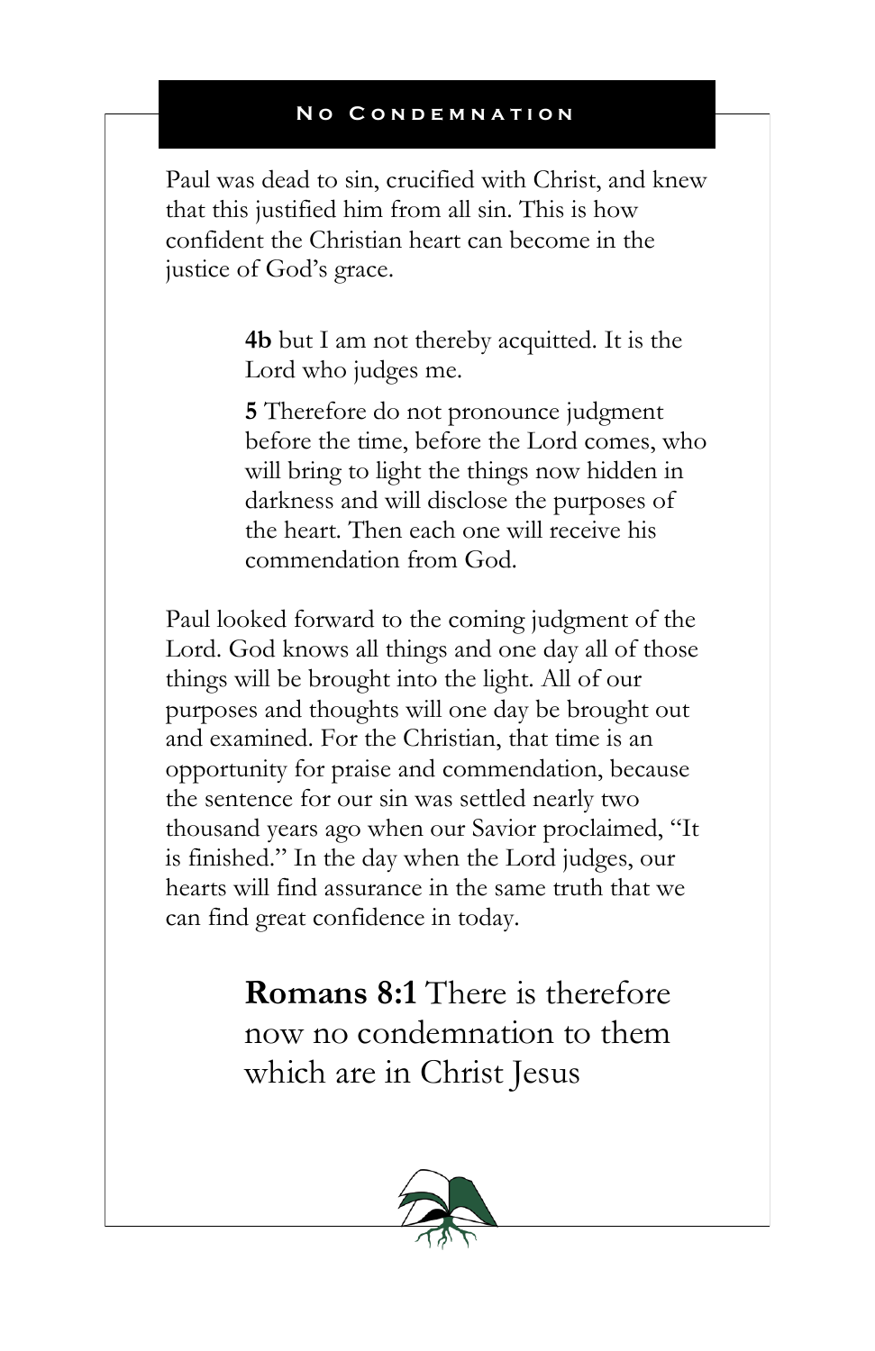## No Condemnation

Paul was dead to sin, crucified with Christ, and knew that this justified him from all sin. This is how confident the Christian heart can become in the justice of God's grace.

> **4b** but I am not thereby acquitted. It is the Lord who judges me.
>
> **5** Therefore do not pronounce judgment before the time, before the Lord comes, who will bring to light the things now hidden in darkness and will disclose the purposes of the heart. Then each one will receive his commendation from God.

Paul looked forward to the coming judgment of the Lord. God knows all things and one day all of those things will be brought into the light. All of our purposes and thoughts will one day be brought out and examined. For the Christian, that time is an opportunity for praise and commendation, because the sentence for our sin was settled nearly two thousand years ago when our Savior proclaimed, "It is finished." In the day when the Lord judges, our hearts will find assurance in the same truth that we can find great confidence in today.

> **Romans 8:1** There is therefore now no condemnation to them which are in Christ Jesus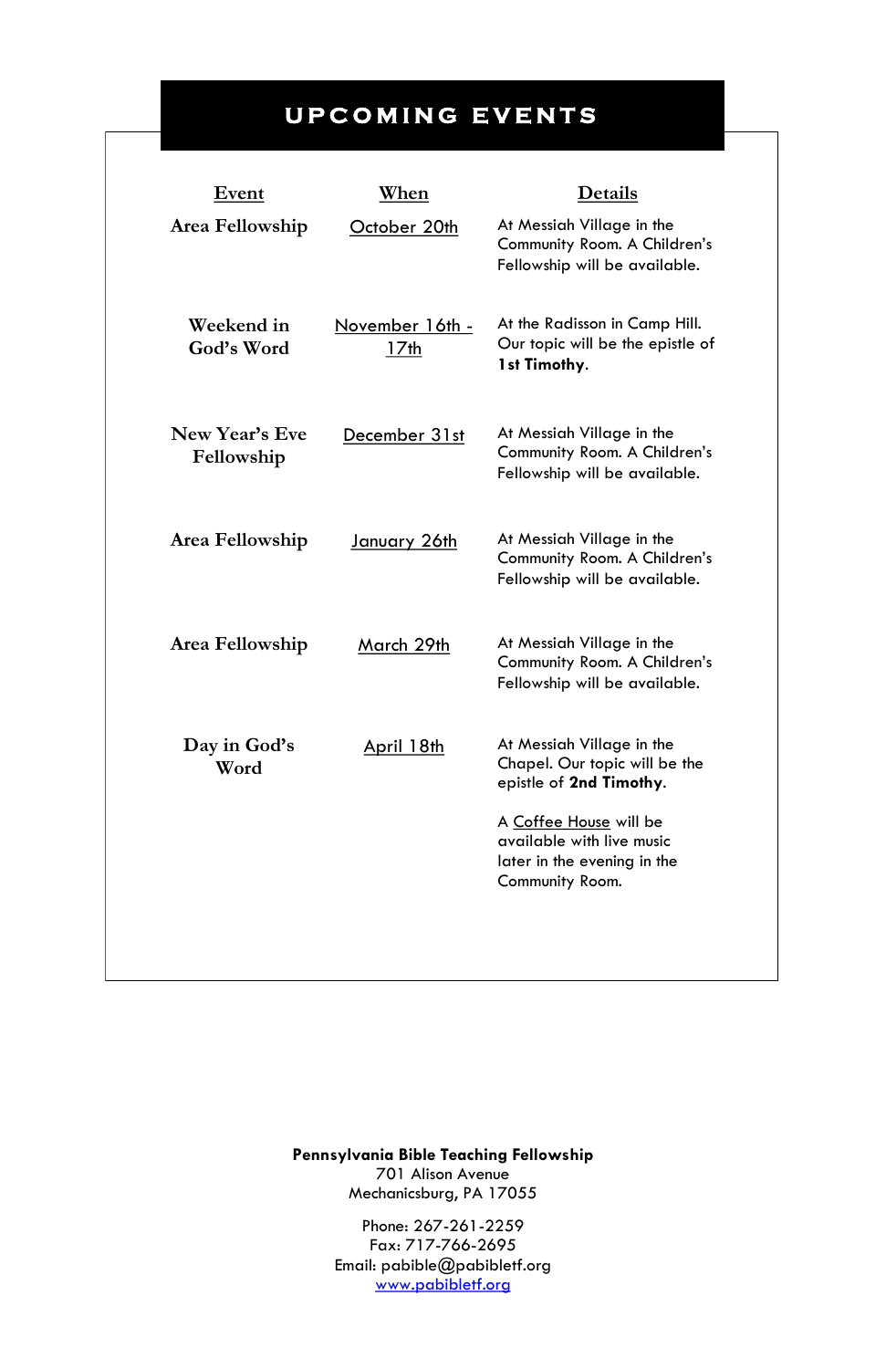# UPCOMING EVENTS

| Event | When | Details |
|---|---|---|
| **Area Fellowship** | October 20th | At Messiah Village in the Community Room. A Children's Fellowship will be available. |
| **Weekend in God's Word** | November 16th - 17th | At the Radisson in Camp Hill. Our topic will be the epistle of **1st Timothy**. |
| **New Year's Eve Fellowship** | December 31st | At Messiah Village in the Community Room. A Children's Fellowship will be available. |
| **Area Fellowship** | January 26th | At Messiah Village in the Community Room. A Children's Fellowship will be available. |
| **Area Fellowship** | March 29th | At Messiah Village in the Community Room. A Children's Fellowship will be available. |
| **Day in God's Word** | April 18th | At Messiah Village in the Chapel. Our topic will be the epistle of **2nd Timothy**. A Coffee House will be available with live music later in the evening in the Community Room. |

**Pennsylvania Bible Teaching Fellowship**
701 Alison Avenue
Mechanicsburg, PA 17055

Phone: 267-261-2259
Fax: 717-766-2695
Email: pabible@pabibletf.org
www.pabibletf.org